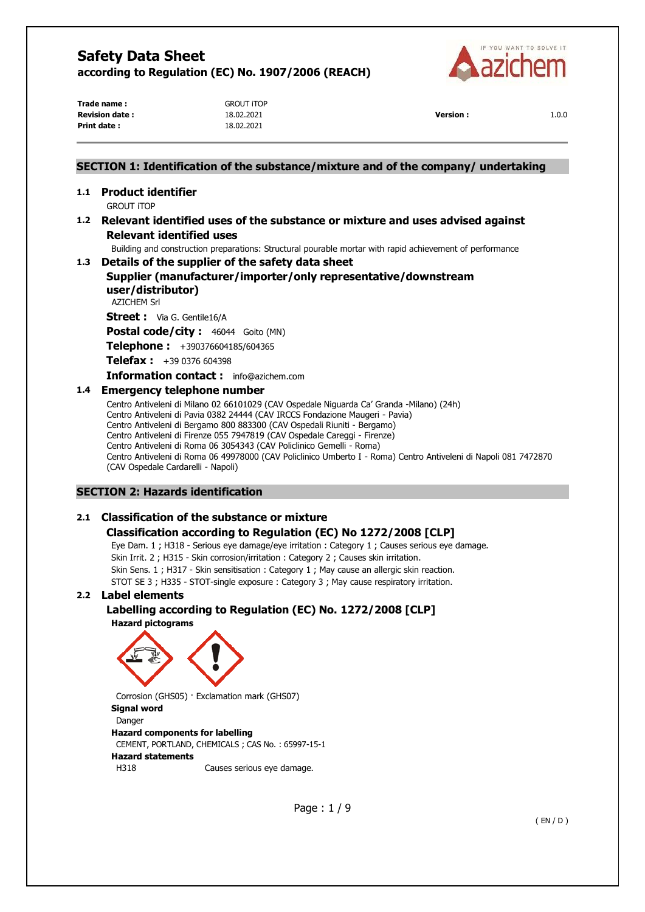# Safety Data Sheet

**according to Regulation (EC) No. 1907/2006 (REACH)**

| | | | |
|---|---|---|---|
| **Trade name :** | GROUT iTOP | | |
| **Revision date :** | 18.02.2021 | **Version :** | 1.0.0 |
| **Print date :** | 18.02.2021 | | |

## SECTION 1: Identification of the substance/mixture and of the company/ undertaking

### 1.1 Product identifier

GROUT iTOP

### 1.2 Relevant identified uses of the substance or mixture and uses advised against

#### Relevant identified uses

Building and construction preparations: Structural pourable mortar with rapid achievement of performance

### 1.3 Details of the supplier of the safety data sheet

#### Supplier (manufacturer/importer/only representative/downstream user/distributor)

AZICHEM Srl

**Street :** Via G. Gentile16/A

**Postal code/city :** 46044 Goito (MN)

**Telephone :** +390376604185/604365

**Telefax :** +39 0376 604398

**Information contact :** info@azichem.com

### 1.4 Emergency telephone number

Centro Antiveleni di Milano 02 66101029 (CAV Ospedale Niguarda Ca' Granda -Milano) (24h)
Centro Antiveleni di Pavia 0382 24444 (CAV IRCCS Fondazione Maugeri - Pavia)
Centro Antiveleni di Bergamo 800 883300 (CAV Ospedali Riuniti - Bergamo)
Centro Antiveleni di Firenze 055 7947819 (CAV Ospedale Careggi - Firenze)
Centro Antiveleni di Roma 06 3054343 (CAV Policlinico Gemelli - Roma)
Centro Antiveleni di Roma 06 49978000 (CAV Policlinico Umberto I - Roma) Centro Antiveleni di Napoli 081 7472870 (CAV Ospedale Cardarelli - Napoli)

## SECTION 2: Hazards identification

### 2.1 Classification of the substance or mixture

#### Classification according to Regulation (EC) No 1272/2008 [CLP]

Eye Dam. 1 ; H318 - Serious eye damage/eye irritation : Category 1 ; Causes serious eye damage.
Skin Irrit. 2 ; H315 - Skin corrosion/irritation : Category 2 ; Causes skin irritation.
Skin Sens. 1 ; H317 - Skin sensitisation : Category 1 ; May cause an allergic skin reaction.
STOT SE 3 ; H335 - STOT-single exposure : Category 3 ; May cause respiratory irritation.

### 2.2 Label elements

#### Labelling according to Regulation (EC) No. 1272/2008 [CLP]

**Hazard pictograms**

Corrosion (GHS05) · Exclamation mark (GHS07)

**Signal word**

Danger

**Hazard components for labelling**

CEMENT, PORTLAND, CHEMICALS ; CAS No. : 65997-15-1

**Hazard statements**

H318 Causes serious eye damage.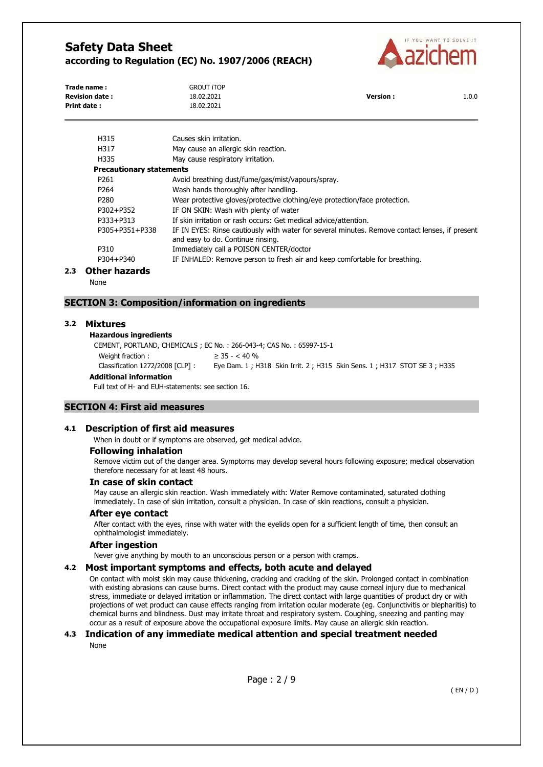| | |
|---|---|
| H315 | Causes skin irritation. |
| H317 | May cause an allergic skin reaction. |
| H335 | May cause respiratory irritation. |

**Precautionary statements**

| | |
|---|---|
| P261 | Avoid breathing dust/fume/gas/mist/vapours/spray. |
| P264 | Wash hands thoroughly after handling. |
| P280 | Wear protective gloves/protective clothing/eye protection/face protection. |
| P302+P352 | IF ON SKIN: Wash with plenty of water |
| P333+P313 | If skin irritation or rash occurs: Get medical advice/attention. |
| P305+P351+P338 | IF IN EYES: Rinse cautiously with water for several minutes. Remove contact lenses, if present and easy to do. Continue rinsing. |
| P310 | Immediately call a POISON CENTER/doctor |
| P304+P340 | IF INHALED: Remove person to fresh air and keep comfortable for breathing. |

### 2.3 Other hazards

None

## SECTION 3: Composition/information on ingredients

### 3.2 Mixtures

**Hazardous ingredients**

CEMENT, PORTLAND, CHEMICALS ; EC No. : 266-043-4; CAS No. : 65997-15-1

| | |
|---|---|
| Weight fraction : | ≥ 35 - < 40 % |
| Classification 1272/2008 [CLP] : | Eye Dam. 1 ; H318 Skin Irrit. 2 ; H315 Skin Sens. 1 ; H317 STOT SE 3 ; H335 |

**Additional information**

Full text of H- and EUH-statements: see section 16.

## SECTION 4: First aid measures

### 4.1 Description of first aid measures

When in doubt or if symptoms are observed, get medical advice.

#### Following inhalation

Remove victim out of the danger area. Symptoms may develop several hours following exposure; medical observation therefore necessary for at least 48 hours.

#### In case of skin contact

May cause an allergic skin reaction. Wash immediately with: Water Remove contaminated, saturated clothing immediately. In case of skin irritation, consult a physician. In case of skin reactions, consult a physician.

#### After eye contact

After contact with the eyes, rinse with water with the eyelids open for a sufficient length of time, then consult an ophthalmologist immediately.

#### After ingestion

Never give anything by mouth to an unconscious person or a person with cramps.

### 4.2 Most important symptoms and effects, both acute and delayed

On contact with moist skin may cause thickening, cracking and cracking of the skin. Prolonged contact in combination with existing abrasions can cause burns. Direct contact with the product may cause corneal injury due to mechanical stress, immediate or delayed irritation or inflammation. The direct contact with large quantities of product dry or with projections of wet product can cause effects ranging from irritation ocular moderate (eg. Conjunctivitis or blepharitis) to chemical burns and blindness. Dust may irritate throat and respiratory system. Coughing, sneezing and panting may occur as a result of exposure above the occupational exposure limits. May cause an allergic skin reaction.

### 4.3 Indication of any immediate medical attention and special treatment needed

None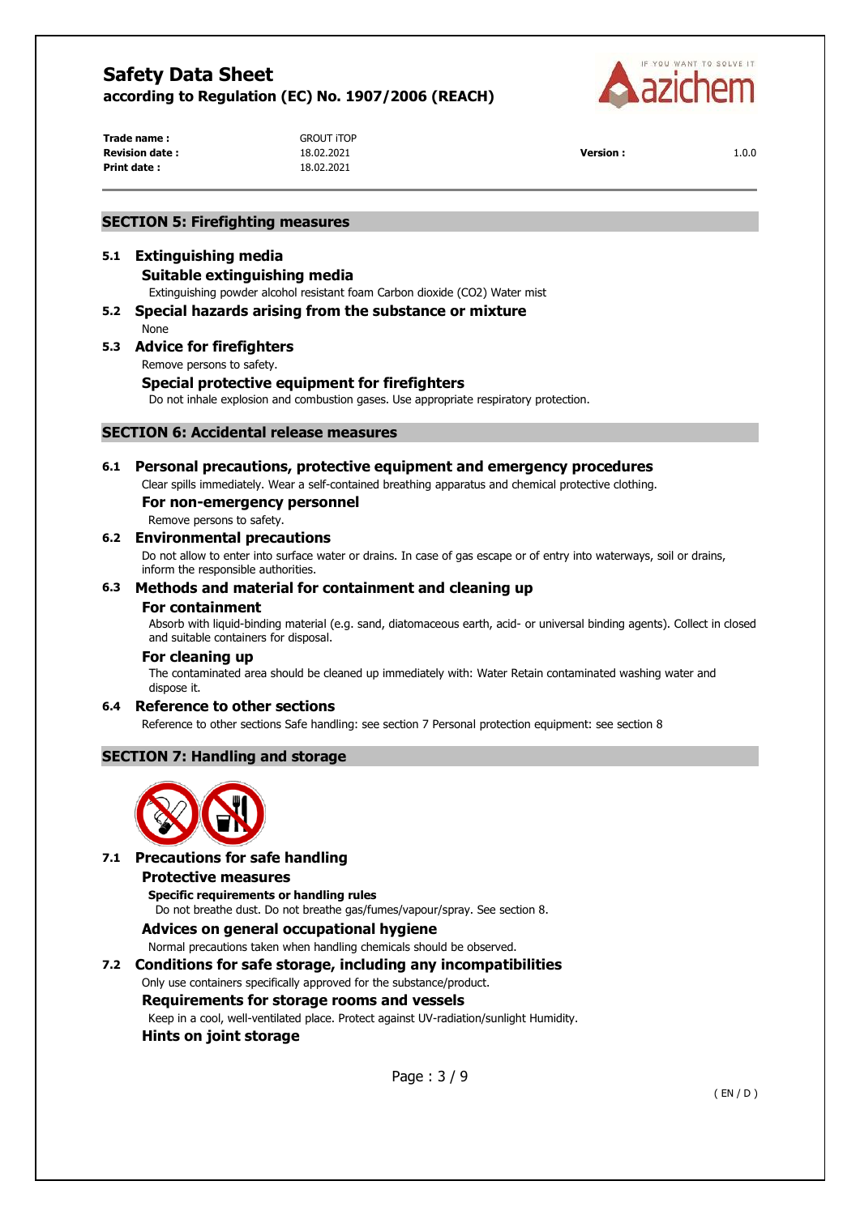## SECTION 5: Firefighting measures

### 5.1 Extinguishing media

#### Suitable extinguishing media

Extinguishing powder alcohol resistant foam Carbon dioxide ($CO_2$) Water mist

### 5.2 Special hazards arising from the substance or mixture

None

### 5.3 Advice for firefighters

Remove persons to safety.

#### Special protective equipment for firefighters

Do not inhale explosion and combustion gases. Use appropriate respiratory protection.

## SECTION 6: Accidental release measures

### 6.1 Personal precautions, protective equipment and emergency procedures

Clear spills immediately. Wear a self-contained breathing apparatus and chemical protective clothing.

#### For non-emergency personnel

Remove persons to safety.

### 6.2 Environmental precautions

Do not allow to enter into surface water or drains. In case of gas escape or of entry into waterways, soil or drains, inform the responsible authorities.

### 6.3 Methods and material for containment and cleaning up

#### For containment

Absorb with liquid-binding material (e.g. sand, diatomaceous earth, acid- or universal binding agents). Collect in closed and suitable containers for disposal.

#### For cleaning up

The contaminated area should be cleaned up immediately with: Water Retain contaminated washing water and dispose it.

### 6.4 Reference to other sections

Reference to other sections Safe handling: see section 7 Personal protection equipment: see section 8

## SECTION 7: Handling and storage

### 7.1 Precautions for safe handling

#### Protective measures

**Specific requirements or handling rules**

Do not breathe dust. Do not breathe gas/fumes/vapour/spray. See section 8.

#### Advices on general occupational hygiene

Normal precautions taken when handling chemicals should be observed.

### 7.2 Conditions for safe storage, including any incompatibilities

Only use containers specifically approved for the substance/product.

#### Requirements for storage rooms and vessels

Keep in a cool, well-ventilated place. Protect against UV-radiation/sunlight Humidity.

#### Hints on joint storage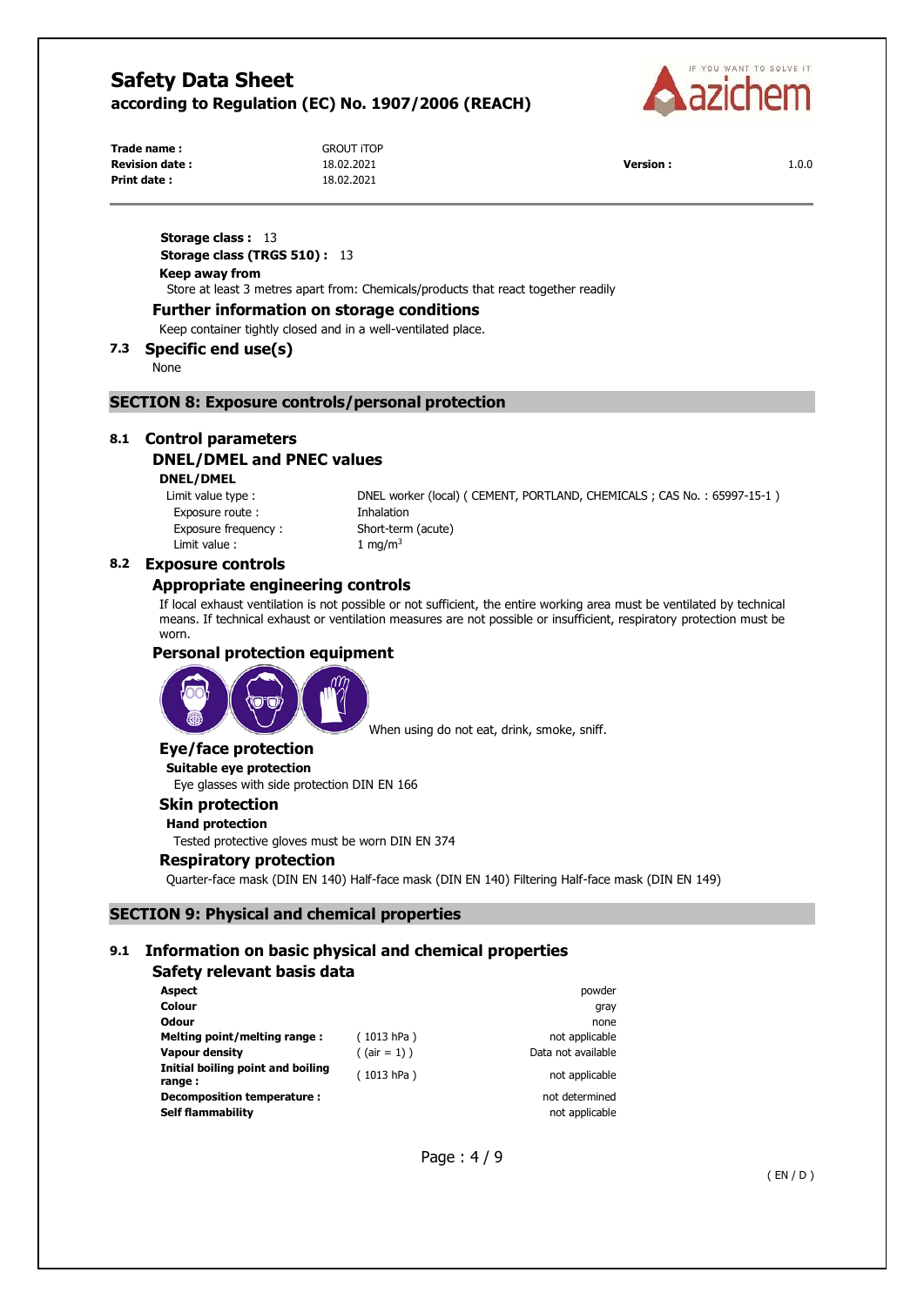**Storage class :** 13

**Storage class (TRGS 510) :** 13

**Keep away from**

Store at least 3 metres apart from: Chemicals/products that react together readily

### Further information on storage conditions

Keep container tightly closed and in a well-ventilated place.

## 7.3 Specific end use(s)

None

# SECTION 8: Exposure controls/personal protection

## 8.1 Control parameters

### DNEL/DMEL and PNEC values

**DNEL/DMEL**

| | |
|---|---|
| Limit value type : | DNEL worker (local) ( CEMENT, PORTLAND, CHEMICALS ; CAS No. : 65997-15-1 ) |
| Exposure route : | Inhalation |
| Exposure frequency : | Short-term (acute) |
| Limit value : | 1 $mg/m^3$ |

## 8.2 Exposure controls

### Appropriate engineering controls

If local exhaust ventilation is not possible or not sufficient, the entire working area must be ventilated by technical means. If technical exhaust or ventilation measures are not possible or insufficient, respiratory protection must be worn.

### Personal protection equipment

When using do not eat, drink, smoke, sniff.

### Eye/face protection

**Suitable eye protection**

Eye glasses with side protection DIN EN 166

### Skin protection

**Hand protection**

Tested protective gloves must be worn DIN EN 374

### Respiratory protection

Quarter-face mask (DIN EN 140) Half-face mask (DIN EN 140) Filtering Half-face mask (DIN EN 149)

# SECTION 9: Physical and chemical properties

## 9.1 Information on basic physical and chemical properties

### Safety relevant basis data

| | | |
|---|---|---|
| **Aspect** | | powder |
| **Colour** | | gray |
| **Odour** | | none |
| **Melting point/melting range :** | ( 1013 hPa ) | not applicable |
| **Vapour density** | ( (air = 1) ) | Data not available |
| **Initial boiling point and boiling range :** | ( 1013 hPa ) | not applicable |
| **Decomposition temperature :** | | not determined |
| **Self flammability** | | not applicable |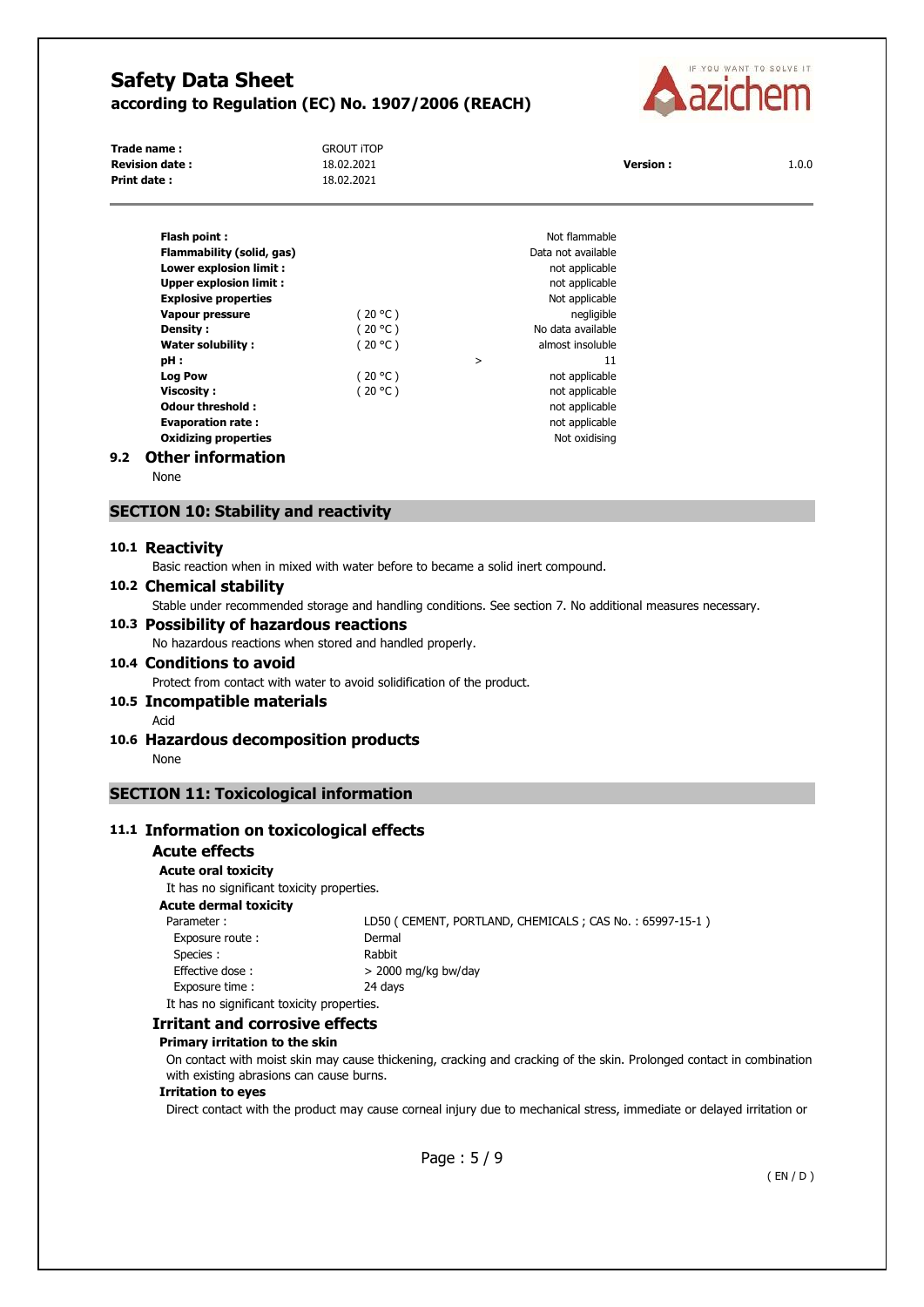| | | | |
|---|---|---|---|
| **Flash point :** | | | Not flammable |
| **Flammability (solid, gas)** | | | Data not available |
| **Lower explosion limit :** | | | not applicable |
| **Upper explosion limit :** | | | not applicable |
| **Explosive properties** | | | Not applicable |
| **Vapour pressure** | ( 20 °C ) | | negligible |
| **Density :** | ( 20 °C ) | | No data available |
| **Water solubility :** | ( 20 °C ) | | almost insoluble |
| **pH :** | | > | 11 |
| **Log Pow** | ( 20 °C ) | | not applicable |
| **Viscosity :** | ( 20 °C ) | | not applicable |
| **Odour threshold :** | | | not applicable |
| **Evaporation rate :** | | | not applicable |
| **Oxidizing properties** | | | Not oxidising |

### 9.2 Other information

None

## SECTION 10: Stability and reactivity

### 10.1 Reactivity

Basic reaction when in mixed with water before to became a solid inert compound.

### 10.2 Chemical stability

Stable under recommended storage and handling conditions. See section 7. No additional measures necessary.

### 10.3 Possibility of hazardous reactions

No hazardous reactions when stored and handled properly.

### 10.4 Conditions to avoid

Protect from contact with water to avoid solidification of the product.

### 10.5 Incompatible materials

Acid

### 10.6 Hazardous decomposition products

None

## SECTION 11: Toxicological information

### 11.1 Information on toxicological effects

#### Acute effects

**Acute oral toxicity**

It has no significant toxicity properties.

**Acute dermal toxicity**

| | |
|---|---|
| Parameter : | LD50 ( CEMENT, PORTLAND, CHEMICALS ; CAS No. : 65997-15-1 ) |
| Exposure route : | Dermal |
| Species : | Rabbit |
| Effective dose : | > 2000 mg/kg bw/day |
| Exposure time : | 24 days |

It has no significant toxicity properties.

#### Irritant and corrosive effects

**Primary irritation to the skin**

On contact with moist skin may cause thickening, cracking and cracking of the skin. Prolonged contact in combination with existing abrasions can cause burns.

**Irritation to eyes**

Direct contact with the product may cause corneal injury due to mechanical stress, immediate or delayed irritation or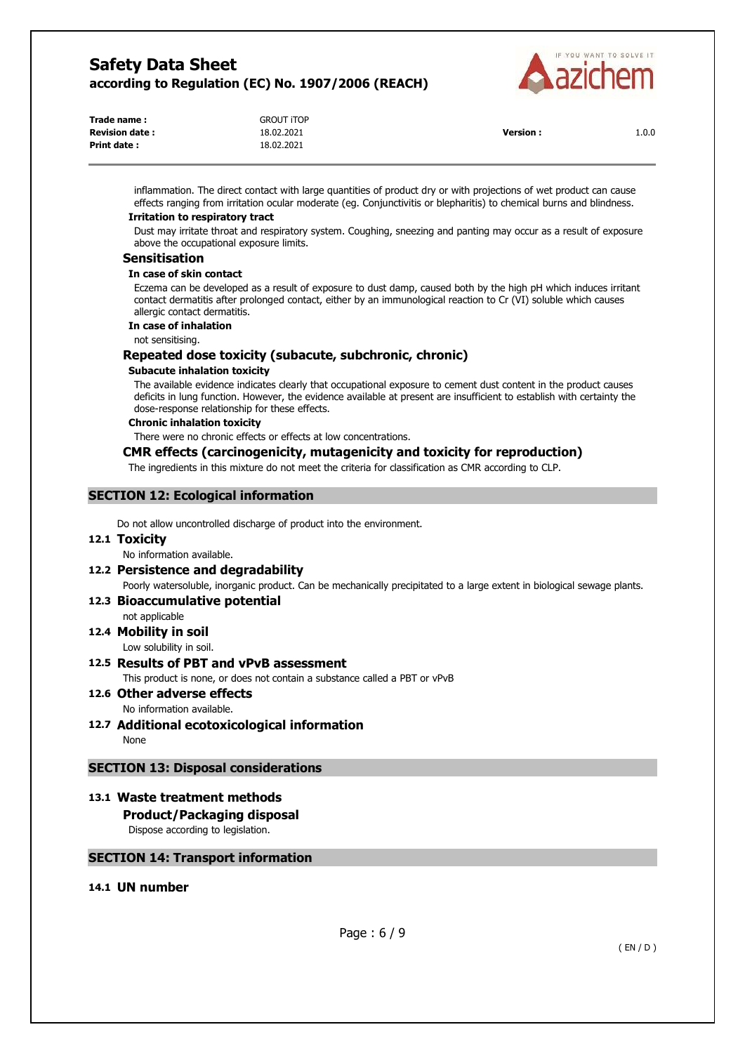inflammation. The direct contact with large quantities of product dry or with projections of wet product can cause effects ranging from irritation ocular moderate (eg. Conjunctivitis or blepharitis) to chemical burns and blindness.

**Irritation to respiratory tract**

Dust may irritate throat and respiratory system. Coughing, sneezing and panting may occur as a result of exposure above the occupational exposure limits.

### Sensitisation

**In case of skin contact**

Eczema can be developed as a result of exposure to dust damp, caused both by the high pH which induces irritant contact dermatitis after prolonged contact, either by an immunological reaction to Cr (VI) soluble which causes allergic contact dermatitis.

**In case of inhalation**

not sensitising.

### Repeated dose toxicity (subacute, subchronic, chronic)

**Subacute inhalation toxicity**

The available evidence indicates clearly that occupational exposure to cement dust content in the product causes deficits in lung function. However, the evidence available at present are insufficient to establish with certainty the dose-response relationship for these effects.

**Chronic inhalation toxicity**

There were no chronic effects or effects at low concentrations.

### CMR effects (carcinogenicity, mutagenicity and toxicity for reproduction)

The ingredients in this mixture do not meet the criteria for classification as CMR according to CLP.

## SECTION 12: Ecological information

Do not allow uncontrolled discharge of product into the environment.

### 12.1 Toxicity

No information available.

### 12.2 Persistence and degradability

Poorly watersoluble, inorganic product. Can be mechanically precipitated to a large extent in biological sewage plants.

### 12.3 Bioaccumulative potential

not applicable

### 12.4 Mobility in soil

Low solubility in soil.

### 12.5 Results of PBT and vPvB assessment

This product is none, or does not contain a substance called a PBT or vPvB

### 12.6 Other adverse effects

No information available.

### 12.7 Additional ecotoxicological information

None

## SECTION 13: Disposal considerations

### 13.1 Waste treatment methods

**Product/Packaging disposal**

Dispose according to legislation.

## SECTION 14: Transport information

### 14.1 UN number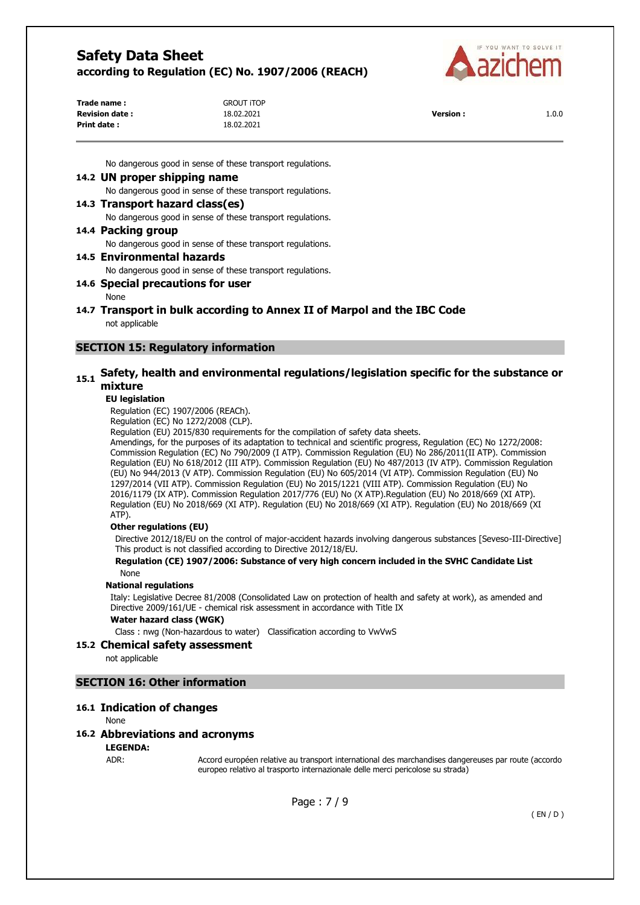No dangerous good in sense of these transport regulations.

### 14.2 UN proper shipping name

No dangerous good in sense of these transport regulations.

### 14.3 Transport hazard class(es)

No dangerous good in sense of these transport regulations.

### 14.4 Packing group

No dangerous good in sense of these transport regulations.

### 14.5 Environmental hazards

No dangerous good in sense of these transport regulations.

### 14.6 Special precautions for user

None

### 14.7 Transport in bulk according to Annex II of Marpol and the IBC Code

not applicable

## SECTION 15: Regulatory information

### 15.1 Safety, health and environmental regulations/legislation specific for the substance or mixture

**EU legislation**

Regulation (EC) 1907/2006 (REACh).
Regulation (EC) No 1272/2008 (CLP).
Regulation (EU) 2015/830 requirements for the compilation of safety data sheets.
Amendings, for the purposes of its adaptation to technical and scientific progress, Regulation (EC) No 1272/2008: Commission Regulation (EC) No 790/2009 (I ATP). Commission Regulation (EU) No 286/2011(II ATP). Commission Regulation (EU) No 618/2012 (III ATP). Commission Regulation (EU) No 487/2013 (IV ATP). Commission Regulation (EU) No 944/2013 (V ATP). Commission Regulation (EU) No 605/2014 (VI ATP). Commission Regulation (EU) No 1297/2014 (VII ATP). Commission Regulation (EU) No 2015/1221 (VIII ATP). Commission Regulation (EU) No 2016/1179 (IX ATP). Commission Regulation 2017/776 (EU) No (X ATP).Regulation (EU) No 2018/669 (XI ATP). Regulation (EU) No 2018/669 (XI ATP). Regulation (EU) No 2018/669 (XI ATP). Regulation (EU) No 2018/669 (XI ATP).

**Other regulations (EU)**

Directive 2012/18/EU on the control of major-accident hazards involving dangerous substances [Seveso-III-Directive]
This product is not classified according to Directive 2012/18/EU.

**Regulation (CE) 1907/2006: Substance of very high concern included in the SVHC Candidate List**

None

**National regulations**

Italy: Legislative Decree 81/2008 (Consolidated Law on protection of health and safety at work), as amended and Directive 2009/161/UE - chemical risk assessment in accordance with Title IX

**Water hazard class (WGK)**

Class : nwg (Non-hazardous to water)   Classification according to VwVwS

### 15.2 Chemical safety assessment

not applicable

## SECTION 16: Other information

### 16.1 Indication of changes

None

### 16.2 Abbreviations and acronyms

**LEGENDA:**

ADR: Accord européen relative au transport international des marchandises dangereuses par route (accordo europeo relativo al trasporto internazionale delle merci pericolose su strada)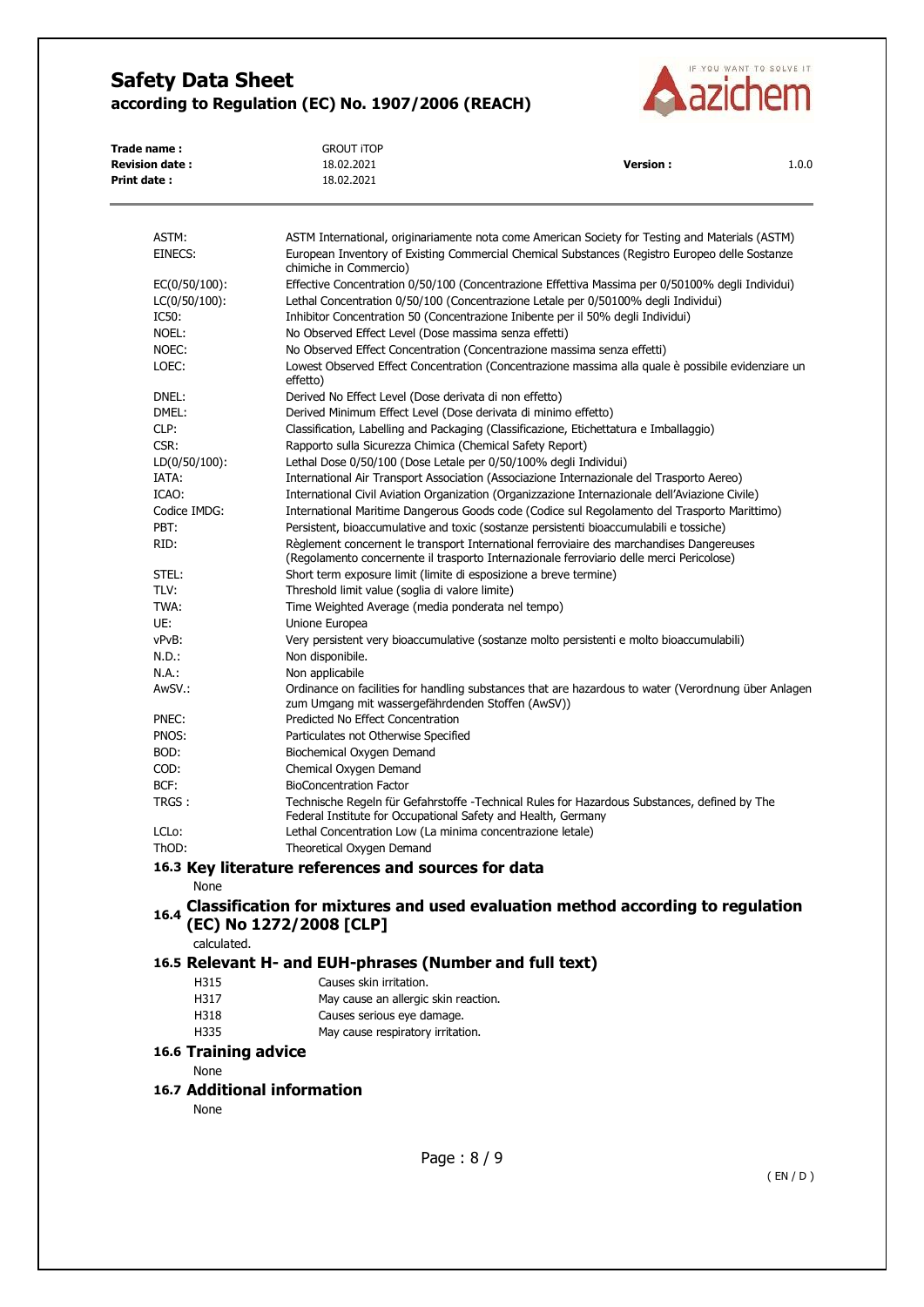| | |
|---|---|
| ASTM: | ASTM International, originariamente nota come American Society for Testing and Materials (ASTM) |
| EINECS: | European Inventory of Existing Commercial Chemical Substances (Registro Europeo delle Sostanze chimiche in Commercio) |
| EC(0/50/100): | Effective Concentration 0/50/100 (Concentrazione Effettiva Massima per 0/50100% degli Individui) |
| LC(0/50/100): | Lethal Concentration 0/50/100 (Concentrazione Letale per 0/50100% degli Individui) |
| IC50: | Inhibitor Concentration 50 (Concentrazione Inibente per il 50% degli Individui) |
| NOEL: | No Observed Effect Level (Dose massima senza effetti) |
| NOEC: | No Observed Effect Concentration (Concentrazione massima senza effetti) |
| LOEC: | Lowest Observed Effect Concentration (Concentrazione massima alla quale è possibile evidenziare un effetto) |
| DNEL: | Derived No Effect Level (Dose derivata di non effetto) |
| DMEL: | Derived Minimum Effect Level (Dose derivata di minimo effetto) |
| CLP: | Classification, Labelling and Packaging (Classificazione, Etichettatura e Imballaggio) |
| CSR: | Rapporto sulla Sicurezza Chimica (Chemical Safety Report) |
| LD(0/50/100): | Lethal Dose 0/50/100 (Dose Letale per 0/50/100% degli Individui) |
| IATA: | International Air Transport Association (Associazione Internazionale del Trasporto Aereo) |
| ICAO: | International Civil Aviation Organization (Organizzazione Internazionale dell'Aviazione Civile) |
| Codice IMDG: | International Maritime Dangerous Goods code (Codice sul Regolamento del Trasporto Marittimo) |
| PBT: | Persistent, bioaccumulative and toxic (sostanze persistenti bioaccumulabili e tossiche) |
| RID: | Règlement concernent le transport International ferroviaire des marchandises Dangereuses (Regolamento concernente il trasporto Internazionale ferroviario delle merci Pericolose) |
| STEL: | Short term exposure limit (limite di esposizione a breve termine) |
| TLV: | Threshold limit value (soglia di valore limite) |
| TWA: | Time Weighted Average (media ponderata nel tempo) |
| UE: | Unione Europea |
| vPvB: | Very persistent very bioaccumulative (sostanze molto persistenti e molto bioaccumulabili) |
| N.D.: | Non disponibile. |
| N.A.: | Non applicabile |
| AwSV.: | Ordinance on facilities for handling substances that are hazardous to water (Verordnung über Anlagen zum Umgang mit wassergefährdenden Stoffen (AwSV)) |
| PNEC: | Predicted No Effect Concentration |
| PNOS: | Particulates not Otherwise Specified |
| BOD: | Biochemical Oxygen Demand |
| COD: | Chemical Oxygen Demand |
| BCF: | BioConcentration Factor |
| TRGS : | Technische Regeln für Gefahrstoffe -Technical Rules for Hazardous Substances, defined by The Federal Institute for Occupational Safety and Health, Germany |
| LCLo: | Lethal Concentration Low (La minima concentrazione letale) |
| ThOD: | Theoretical Oxygen Demand |

## 16.3 Key literature references and sources for data

None

## 16.4 Classification for mixtures and used evaluation method according to regulation (EC) No 1272/2008 [CLP]

calculated.

## 16.5 Relevant H- and EUH-phrases (Number and full text)

| | |
|---|---|
| H315 | Causes skin irritation. |
| H317 | May cause an allergic skin reaction. |
| H318 | Causes serious eye damage. |
| H335 | May cause respiratory irritation. |

## 16.6 Training advice

None

## 16.7 Additional information

None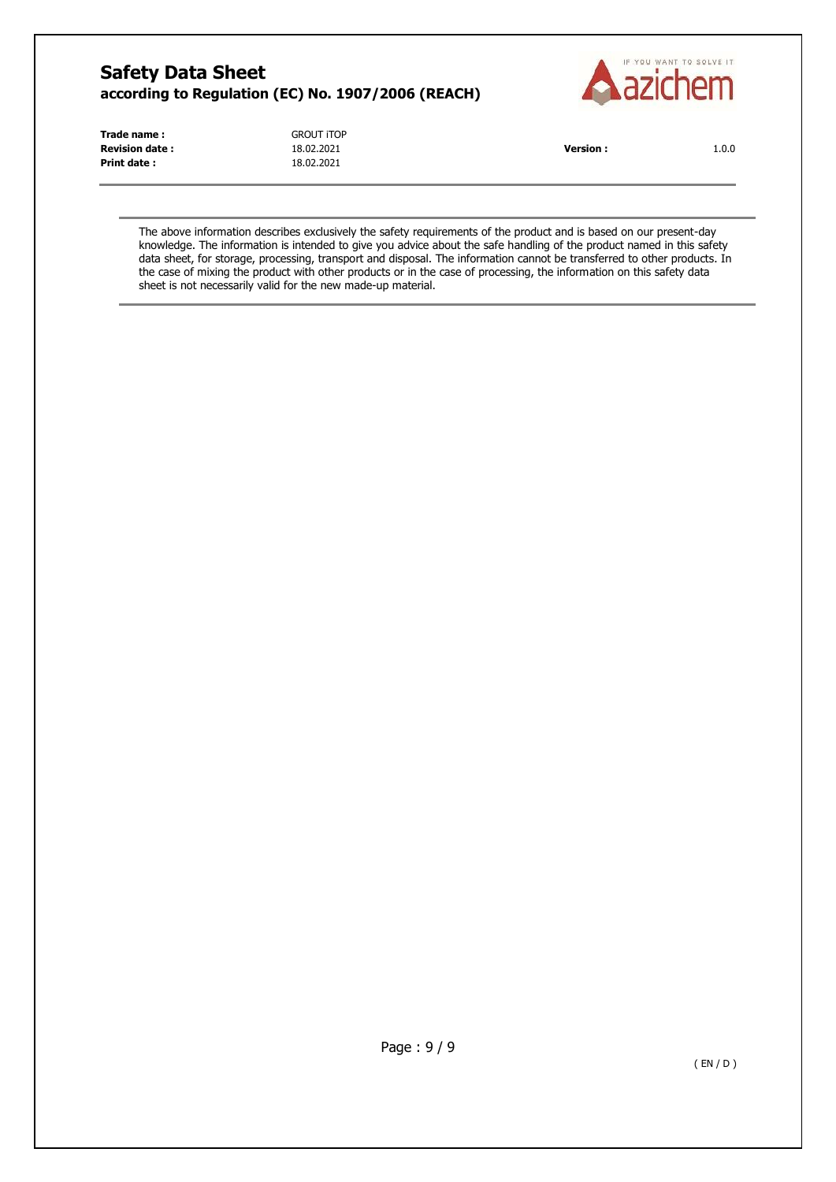The above information describes exclusively the safety requirements of the product and is based on our present-day knowledge. The information is intended to give you advice about the safe handling of the product named in this safety data sheet, for storage, processing, transport and disposal. The information cannot be transferred to other products. In the case of mixing the product with other products or in the case of processing, the information on this safety data sheet is not necessarily valid for the new made-up material.